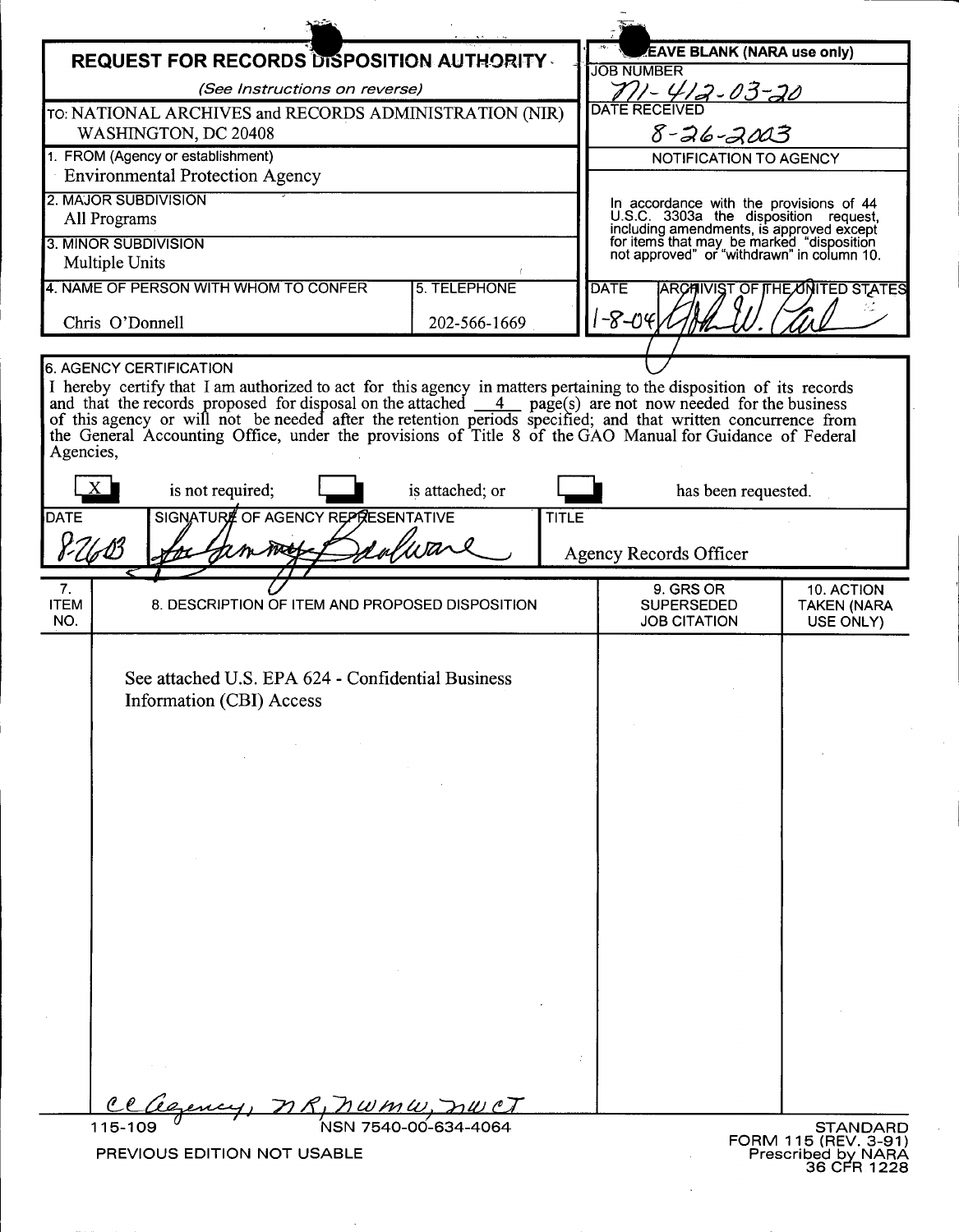# REQUEST FOR RECORDS DISPOSITION AUTHORITY

*(See Instructions on reverse)*

| | |
|---|---|
| TO: NATIONAL ARCHIVES and RECORDS ADMINISTRATION (NIR) WASHINGTON, DC 20408 | **LEAVE BLANK (NARA use only)** |
| 1. FROM (Agency or establishment) Environmental Protection Agency | JOB NUMBER N1-412-03-20 |
| 2. MAJOR SUBDIVISION All Programs | DATE RECEIVED 8-26-2003 |
| 3. MINOR SUBDIVISION Multiple Units | NOTIFICATION TO AGENCY |
| 4. NAME OF PERSON WITH WHOM TO CONFER: Chris O'Donnell — 5. TELEPHONE: 202-566-1669 | In accordance with the provisions of 44 U.S.C. 3303a the disposition request, including amendments, is approved except for items that may be marked "disposition not approved" or "withdrawn" in column 10. |
| | DATE: 1-8-04 — ARCHIVIST OF THE UNITED STATES: [signature] |

**6. AGENCY CERTIFICATION**

I hereby certify that I am authorized to act for this agency in matters pertaining to the disposition of its records and that the records proposed for disposal on the attached 4 page(s) are not now needed for the business of this agency or will not be needed after the retention periods specified; and that written concurrence from the General Accounting Office, under the provisions of Title 8 of the GAO Manual for Guidance of Federal Agencies,

[X] is not required; [ ] is attached; or [ ] has been requested.

| DATE | SIGNATURE OF AGENCY REPRESENTATIVE | TITLE |
|---|---|---|
| 8/26/03 | for Tammy Baldwane [signature] | Agency Records Officer |

| 7. ITEM NO. | 8. DESCRIPTION OF ITEM AND PROPOSED DISPOSITION | 9. GRS OR SUPERSEDED JOB CITATION | 10. ACTION TAKEN (NARA USE ONLY) |
|---|---|---|---|
| | See attached U.S. EPA 624 - Confidential Business Information (CBI) Access | | |

cc agency, NR, NWMW, NWCT

115-109 NSN 7540-00-634-4064

PREVIOUS EDITION NOT USABLE

STANDARD FORM 115 (REV. 3-91) Prescribed by NARA 36 CFR 1228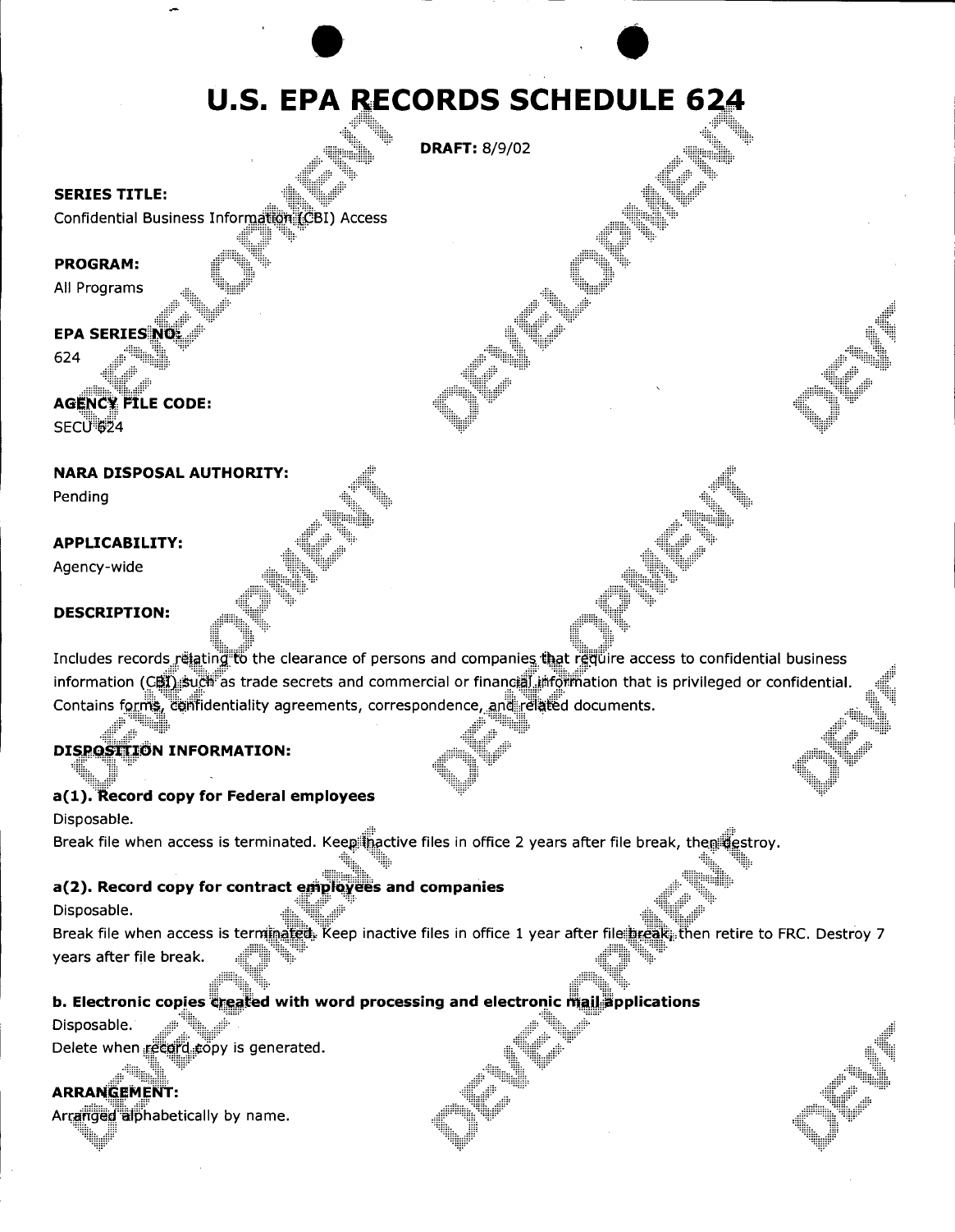# U.S. EPA RECORDS SCHEDULE 624

**DRAFT:** 8/9/02

**SERIES TITLE:**
Confidential Business Information (CBI) Access

**PROGRAM:**
All Programs

**EPA SERIES NO:**
624

**AGENCY FILE CODE:**
SECU 624

**NARA DISPOSAL AUTHORITY:**
Pending

**APPLICABILITY:**
Agency-wide

**DESCRIPTION:**

Includes records relating to the clearance of persons and companies that require access to confidential business information (CBI) such as trade secrets and commercial or financial information that is privileged or confidential. Contains forms, confidentiality agreements, correspondence, and related documents.

**DISPOSITION INFORMATION:**

**a(1). Record copy for Federal employees**
Disposable.
Break file when access is terminated. Keep inactive files in office 2 years after file break, then destroy.

**a(2). Record copy for contract employees and companies**
Disposable.
Break file when access is terminated. Keep inactive files in office 1 year after file break, then retire to FRC. Destroy 7 years after file break.

**b. Electronic copies created with word processing and electronic mail applications**
Disposable.
Delete when record copy is generated.

**ARRANGEMENT:**
Arranged alphabetically by name.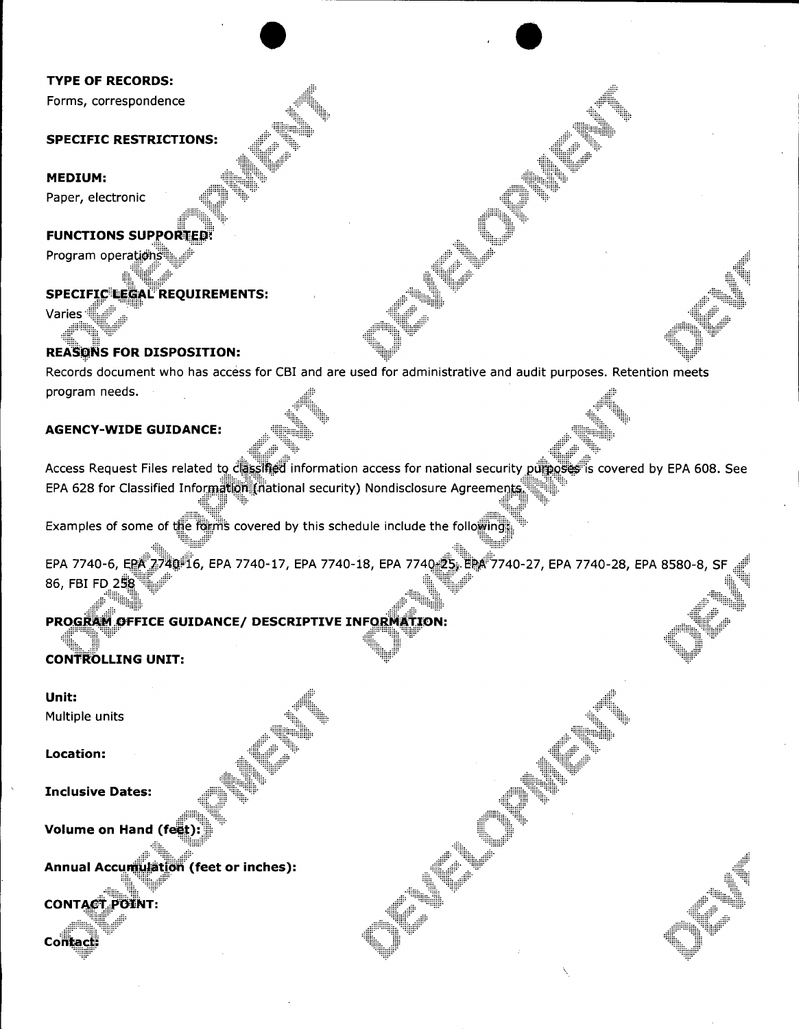**TYPE OF RECORDS:**

Forms, correspondence

**SPECIFIC RESTRICTIONS:**

**MEDIUM:**

Paper, electronic

**FUNCTIONS SUPPORTED:**

Program operations

**SPECIFIC LEGAL REQUIREMENTS:**

Varies

**REASONS FOR DISPOSITION:**

Records document who has access for CBI and are used for administrative and audit purposes. Retention meets program needs.

**AGENCY-WIDE GUIDANCE:**

Access Request Files related to classified information access for national security purposes is covered by EPA 608. See EPA 628 for Classified Information (national security) Nondisclosure Agreements.

Examples of some of the forms covered by this schedule include the following:

EPA 7740-6, EPA 7740-16, EPA 7740-17, EPA 7740-18, EPA 7740-25, EPA 7740-27, EPA 7740-28, EPA 8580-8, SF 86, FBI FD 258

**PROGRAM OFFICE GUIDANCE/ DESCRIPTIVE INFORMATION:**

**CONTROLLING UNIT:**

**Unit:**

Multiple units

**Location:**

**Inclusive Dates:**

**Volume on Hand (feet):**

**Annual Accumulation (feet or inches):**

**CONTACT POINT:**

**Contact:**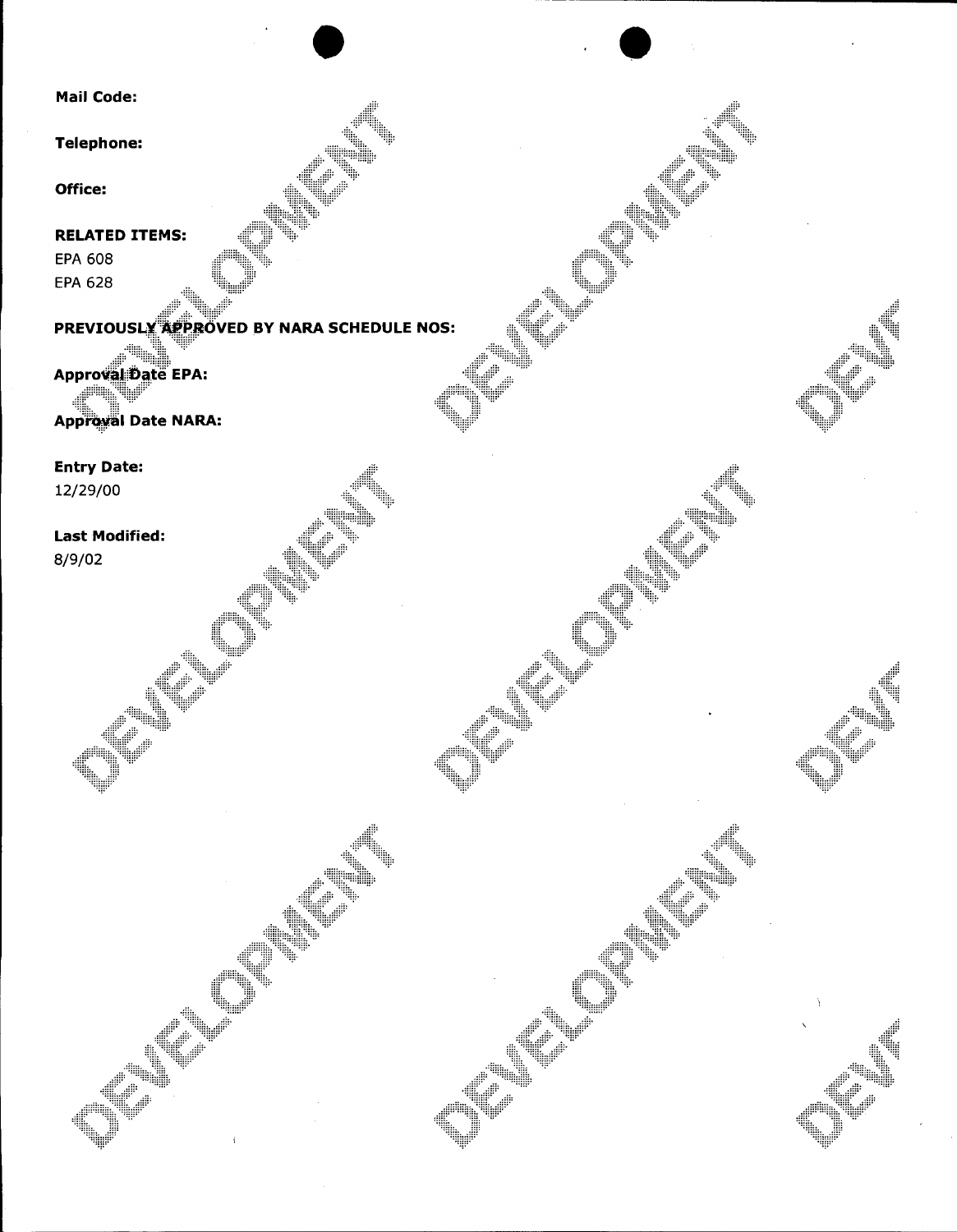**Mail Code:**

**Telephone:**

**Office:**

**RELATED ITEMS:**
EPA 608
EPA 628

**PREVIOUSLY APPROVED BY NARA SCHEDULE NOS:**

**Approval Date EPA:**

**Approval Date NARA:**

**Entry Date:**
12/29/00

**Last Modified:**
8/9/02